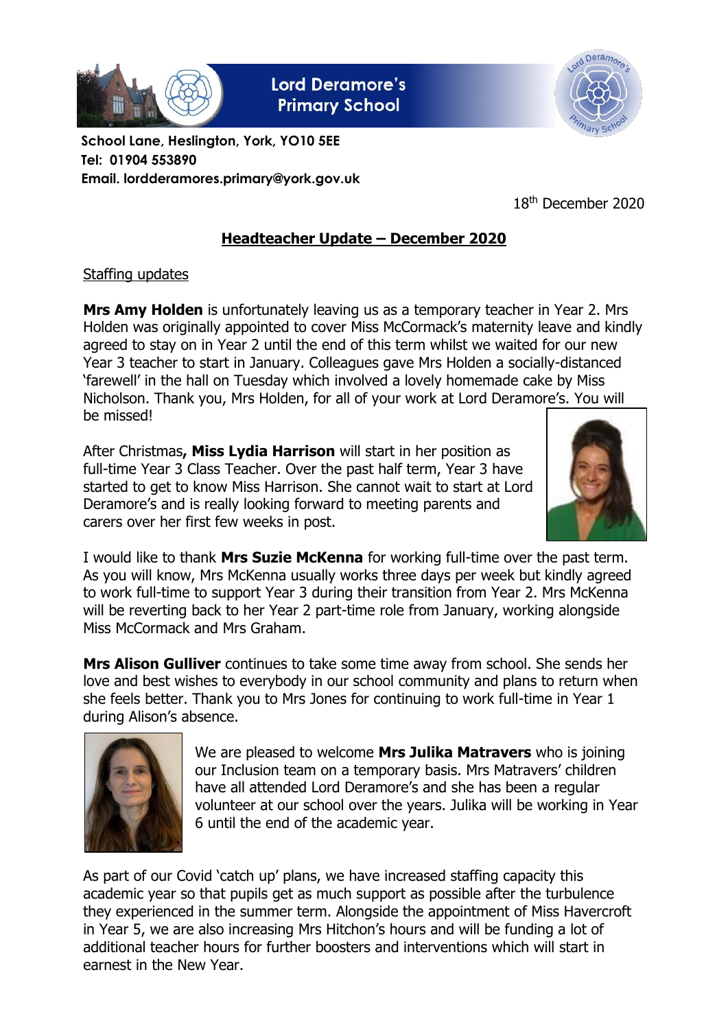# Lord Deramore's Primary School

**School Lane, Heslington, York, YO10 5EE**
**Tel: 01904 553890**
**Email. lordderamores.primary@york.gov.uk**

18th December 2020

## Headteacher Update – December 2020

### Staffing updates

**Mrs Amy Holden** is unfortunately leaving us as a temporary teacher in Year 2. Mrs Holden was originally appointed to cover Miss McCormack's maternity leave and kindly agreed to stay on in Year 2 until the end of this term whilst we waited for our new Year 3 teacher to start in January. Colleagues gave Mrs Holden a socially-distanced 'farewell' in the hall on Tuesday which involved a lovely homemade cake by Miss Nicholson. Thank you, Mrs Holden, for all of your work at Lord Deramore's. You will be missed!

After Christmas**, Miss Lydia Harrison** will start in her position as full-time Year 3 Class Teacher. Over the past half term, Year 3 have started to get to know Miss Harrison. She cannot wait to start at Lord Deramore's and is really looking forward to meeting parents and carers over her first few weeks in post.

I would like to thank **Mrs Suzie McKenna** for working full-time over the past term. As you will know, Mrs McKenna usually works three days per week but kindly agreed to work full-time to support Year 3 during their transition from Year 2. Mrs McKenna will be reverting back to her Year 2 part-time role from January, working alongside Miss McCormack and Mrs Graham.

**Mrs Alison Gulliver** continues to take some time away from school. She sends her love and best wishes to everybody in our school community and plans to return when she feels better. Thank you to Mrs Jones for continuing to work full-time in Year 1 during Alison's absence.

We are pleased to welcome **Mrs Julika Matravers** who is joining our Inclusion team on a temporary basis. Mrs Matravers' children have all attended Lord Deramore's and she has been a regular volunteer at our school over the years. Julika will be working in Year 6 until the end of the academic year.

As part of our Covid 'catch up' plans, we have increased staffing capacity this academic year so that pupils get as much support as possible after the turbulence they experienced in the summer term. Alongside the appointment of Miss Havercroft in Year 5, we are also increasing Mrs Hitchon's hours and will be funding a lot of additional teacher hours for further boosters and interventions which will start in earnest in the New Year.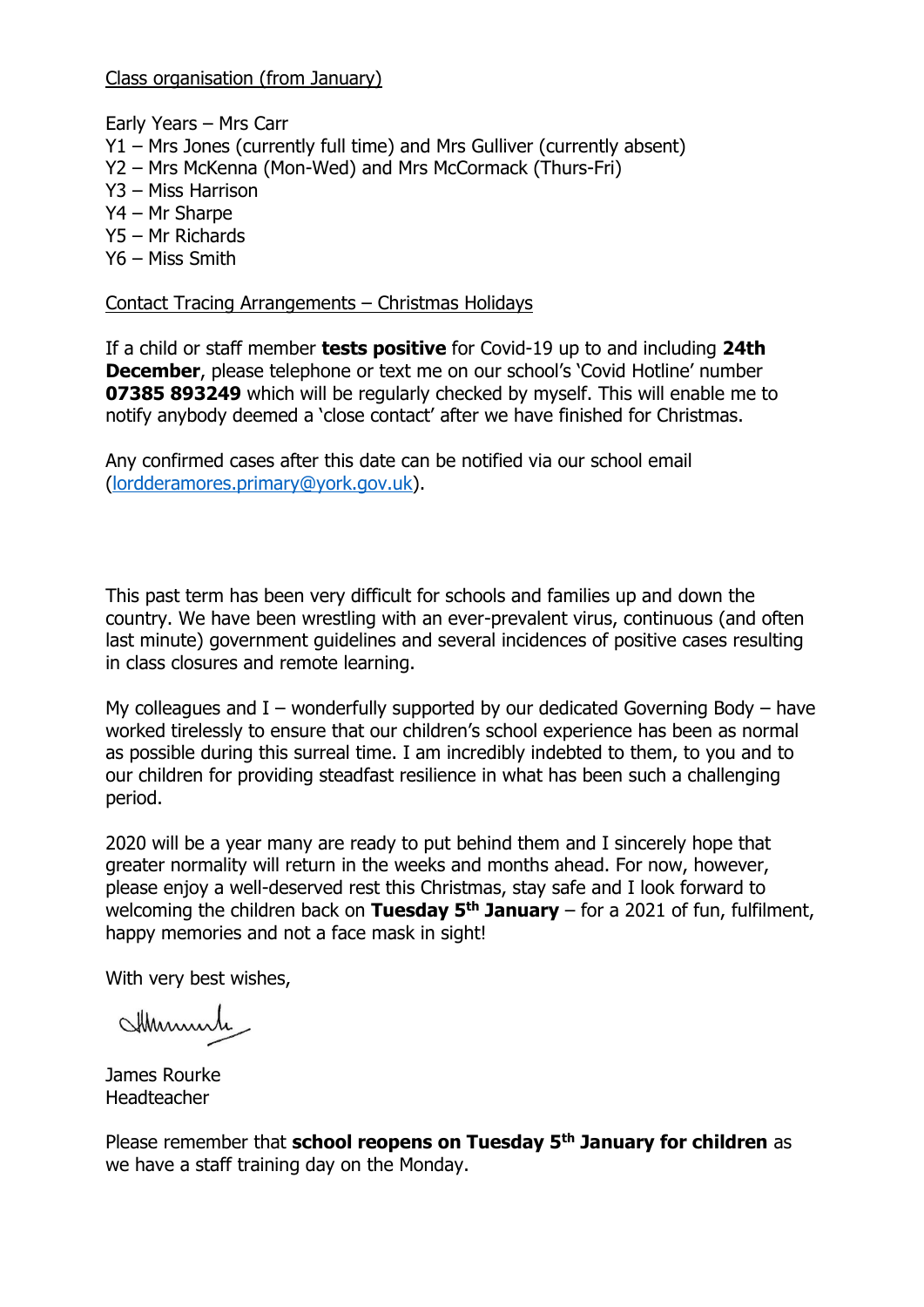Class organisation (from January)

Early Years – Mrs Carr
Y1 – Mrs Jones (currently full time) and Mrs Gulliver (currently absent)
Y2 – Mrs McKenna (Mon-Wed) and Mrs McCormack (Thurs-Fri)
Y3 – Miss Harrison
Y4 – Mr Sharpe
Y5 – Mr Richards
Y6 – Miss Smith

Contact Tracing Arrangements – Christmas Holidays

If a child or staff member **tests positive** for Covid-19 up to and including **24th December**, please telephone or text me on our school's 'Covid Hotline' number **07385 893249** which will be regularly checked by myself. This will enable me to notify anybody deemed a 'close contact' after we have finished for Christmas.

Any confirmed cases after this date can be notified via our school email (lordderamores.primary@york.gov.uk).

This past term has been very difficult for schools and families up and down the country. We have been wrestling with an ever-prevalent virus, continuous (and often last minute) government guidelines and several incidences of positive cases resulting in class closures and remote learning.

My colleagues and I – wonderfully supported by our dedicated Governing Body – have worked tirelessly to ensure that our children's school experience has been as normal as possible during this surreal time. I am incredibly indebted to them, to you and to our children for providing steadfast resilience in what has been such a challenging period.

2020 will be a year many are ready to put behind them and I sincerely hope that greater normality will return in the weeks and months ahead. For now, however, please enjoy a well-deserved rest this Christmas, stay safe and I look forward to welcoming the children back on **Tuesday 5th January** – for a 2021 of fun, fulfilment, happy memories and not a face mask in sight!

With very best wishes,

James Rourke
Headteacher

Please remember that **school reopens on Tuesday 5th January for children** as we have a staff training day on the Monday.